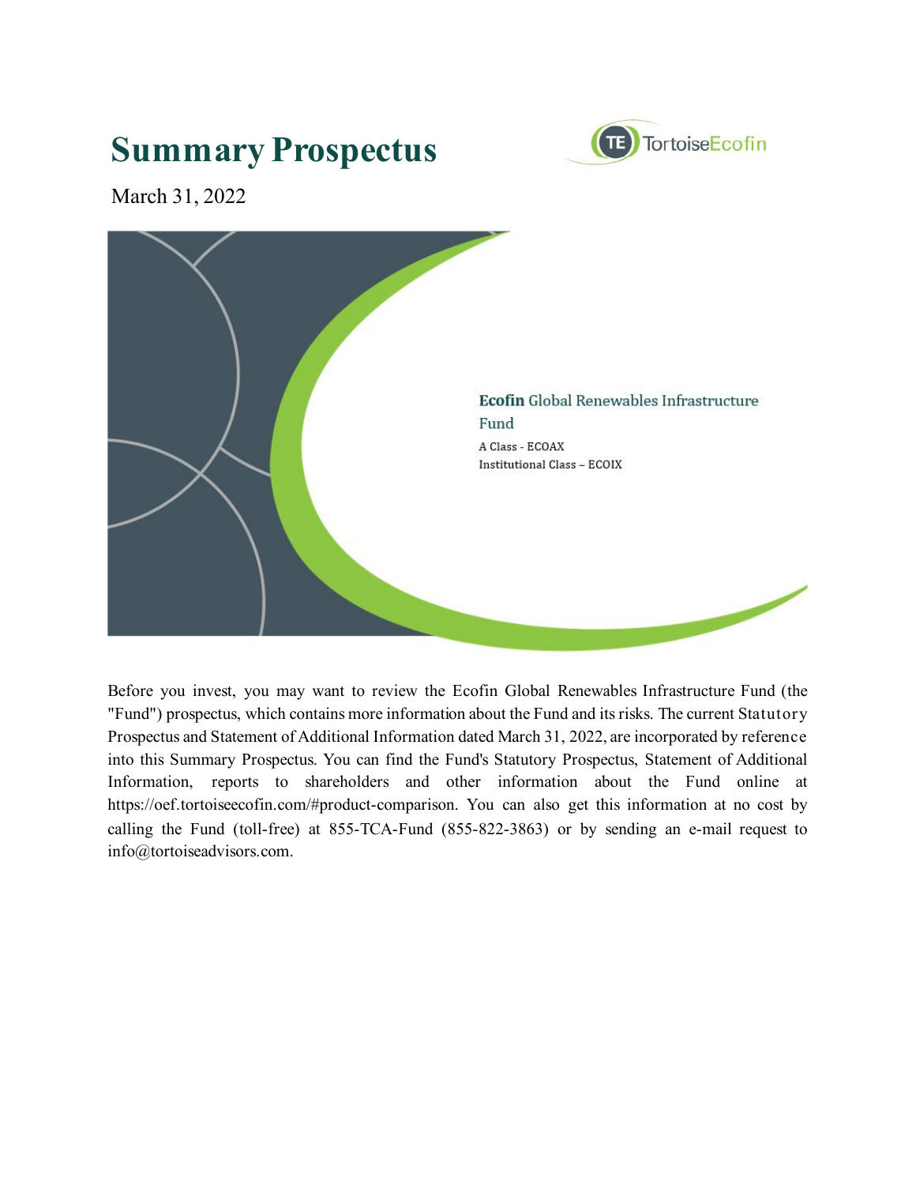# Summary Prospectus

March 31, 2022

TortoiseEcofin

**Ecofin** Global Renewables Infrastructure Fund

A Class - ECOAX

Institutional Class – ECOIX

Before you invest, you may want to review the Ecofin Global Renewables Infrastructure Fund (the "Fund") prospectus, which contains more information about the Fund and its risks. The current Statutory Prospectus and Statement of Additional Information dated March 31, 2022, are incorporated by reference into this Summary Prospectus. You can find the Fund's Statutory Prospectus, Statement of Additional Information, reports to shareholders and other information about the Fund online at https://oef.tortoiseecofin.com/#product-comparison. You can also get this information at no cost by calling the Fund (toll-free) at 855-TCA-Fund (855-822-3863) or by sending an e-mail request to info@tortoiseadvisors.com.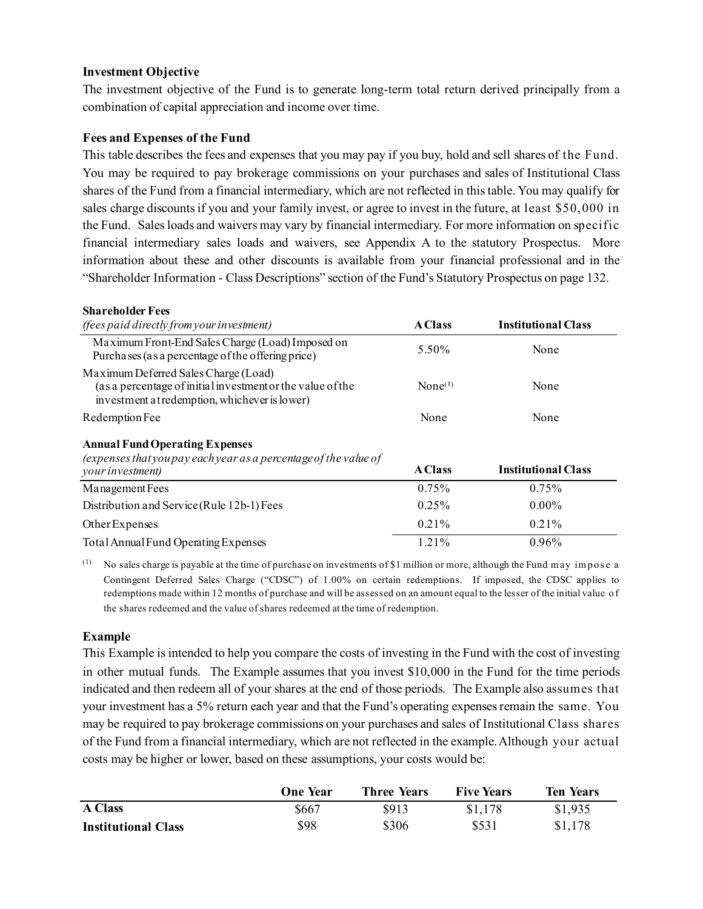### Investment Objective

The investment objective of the Fund is to generate long-term total return derived principally from a combination of capital appreciation and income over time.

### Fees and Expenses of the Fund

This table describes the fees and expenses that you may pay if you buy, hold and sell shares of the Fund. You may be required to pay brokerage commissions on your purchases and sales of Institutional Class shares of the Fund from a financial intermediary, which are not reflected in this table. You may qualify for sales charge discounts if you and your family invest, or agree to invest in the future, at least $50,000 in the Fund. Sales loads and waivers may vary by financial intermediary. For more information on specific financial intermediary sales loads and waivers, see Appendix A to the statutory Prospectus. More information about these and other discounts is available from your financial professional and in the "Shareholder Information - Class Descriptions" section of the Fund's Statutory Prospectus on page 132.

| **Shareholder Fees** *(fees paid directly from your investment)* | **A Class** | **Institutional Class** |
|---|---|---|
| Maximum Front-End Sales Charge (Load) Imposed on Purchases (as a percentage of the offering price) | 5.50% | None |
| Maximum Deferred Sales Charge (Load) (as a percentage of initial investment or the value of the investment at redemption, whichever is lower) | None[(1)] | None |
| Redemption Fee | None | None |

| **Annual Fund Operating Expenses** *(expenses that you pay each year as a percentage of the value of your investment)* | **A Class** | **Institutional Class** |
|---|---|---|
| Management Fees | 0.75% | 0.75% |
| Distribution and Service (Rule 12b-1) Fees | 0.25% | 0.00% |
| Other Expenses | 0.21% | 0.21% |
| Total Annual Fund Operating Expenses | 1.21% | 0.96% |

(1) No sales charge is payable at the time of purchase on investments of $1 million or more, although the Fund may impose a Contingent Deferred Sales Charge ("CDSC") of 1.00% on certain redemptions. If imposed, the CDSC applies to redemptions made within 12 months of purchase and will be assessed on an amount equal to the lesser of the initial value of the shares redeemed and the value of shares redeemed at the time of redemption.

### Example

This Example is intended to help you compare the costs of investing in the Fund with the cost of investing in other mutual funds. The Example assumes that you invest $10,000 in the Fund for the time periods indicated and then redeem all of your shares at the end of those periods. The Example also assumes that your investment has a 5% return each year and that the Fund's operating expenses remain the same. You may be required to pay brokerage commissions on your purchases and sales of Institutional Class shares of the Fund from a financial intermediary, which are not reflected in the example. Although your actual costs may be higher or lower, based on these assumptions, your costs would be:

| | **One Year** | **Three Years** | **Five Years** | **Ten Years** |
|---|---|---|---|---|
| **A Class** | $667 | $913 | $1,178 | $1,935 |
| **Institutional Class** | $98 | $306 | $531 | $1,178 |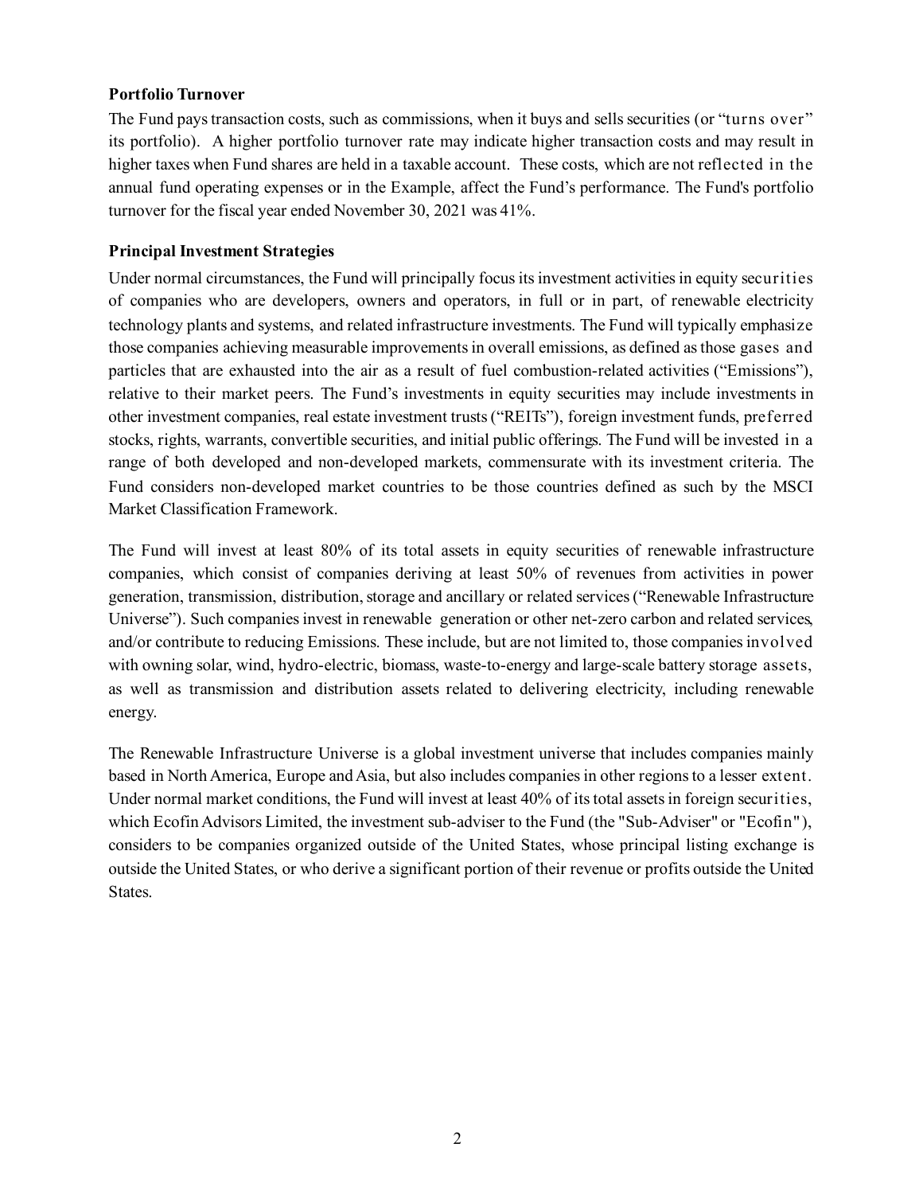**Portfolio Turnover**

The Fund pays transaction costs, such as commissions, when it buys and sells securities (or "turns over" its portfolio). A higher portfolio turnover rate may indicate higher transaction costs and may result in higher taxes when Fund shares are held in a taxable account. These costs, which are not reflected in the annual fund operating expenses or in the Example, affect the Fund's performance. The Fund's portfolio turnover for the fiscal year ended November 30, 2021 was 41%.

**Principal Investment Strategies**

Under normal circumstances, the Fund will principally focus its investment activities in equity securities of companies who are developers, owners and operators, in full or in part, of renewable electricity technology plants and systems, and related infrastructure investments. The Fund will typically emphasize those companies achieving measurable improvements in overall emissions, as defined as those gases and particles that are exhausted into the air as a result of fuel combustion-related activities ("Emissions"), relative to their market peers. The Fund's investments in equity securities may include investments in other investment companies, real estate investment trusts ("REITs"), foreign investment funds, preferred stocks, rights, warrants, convertible securities, and initial public offerings. The Fund will be invested in a range of both developed and non-developed markets, commensurate with its investment criteria. The Fund considers non-developed market countries to be those countries defined as such by the MSCI Market Classification Framework.

The Fund will invest at least 80% of its total assets in equity securities of renewable infrastructure companies, which consist of companies deriving at least 50% of revenues from activities in power generation, transmission, distribution, storage and ancillary or related services ("Renewable Infrastructure Universe"). Such companies invest in renewable generation or other net-zero carbon and related services, and/or contribute to reducing Emissions. These include, but are not limited to, those companies involved with owning solar, wind, hydro-electric, biomass, waste-to-energy and large-scale battery storage assets, as well as transmission and distribution assets related to delivering electricity, including renewable energy.

The Renewable Infrastructure Universe is a global investment universe that includes companies mainly based in North America, Europe and Asia, but also includes companies in other regions to a lesser extent. Under normal market conditions, the Fund will invest at least 40% of its total assets in foreign securities, which Ecofin Advisors Limited, the investment sub-adviser to the Fund (the "Sub-Adviser" or "Ecofin"), considers to be companies organized outside of the United States, whose principal listing exchange is outside the United States, or who derive a significant portion of their revenue or profits outside the United States.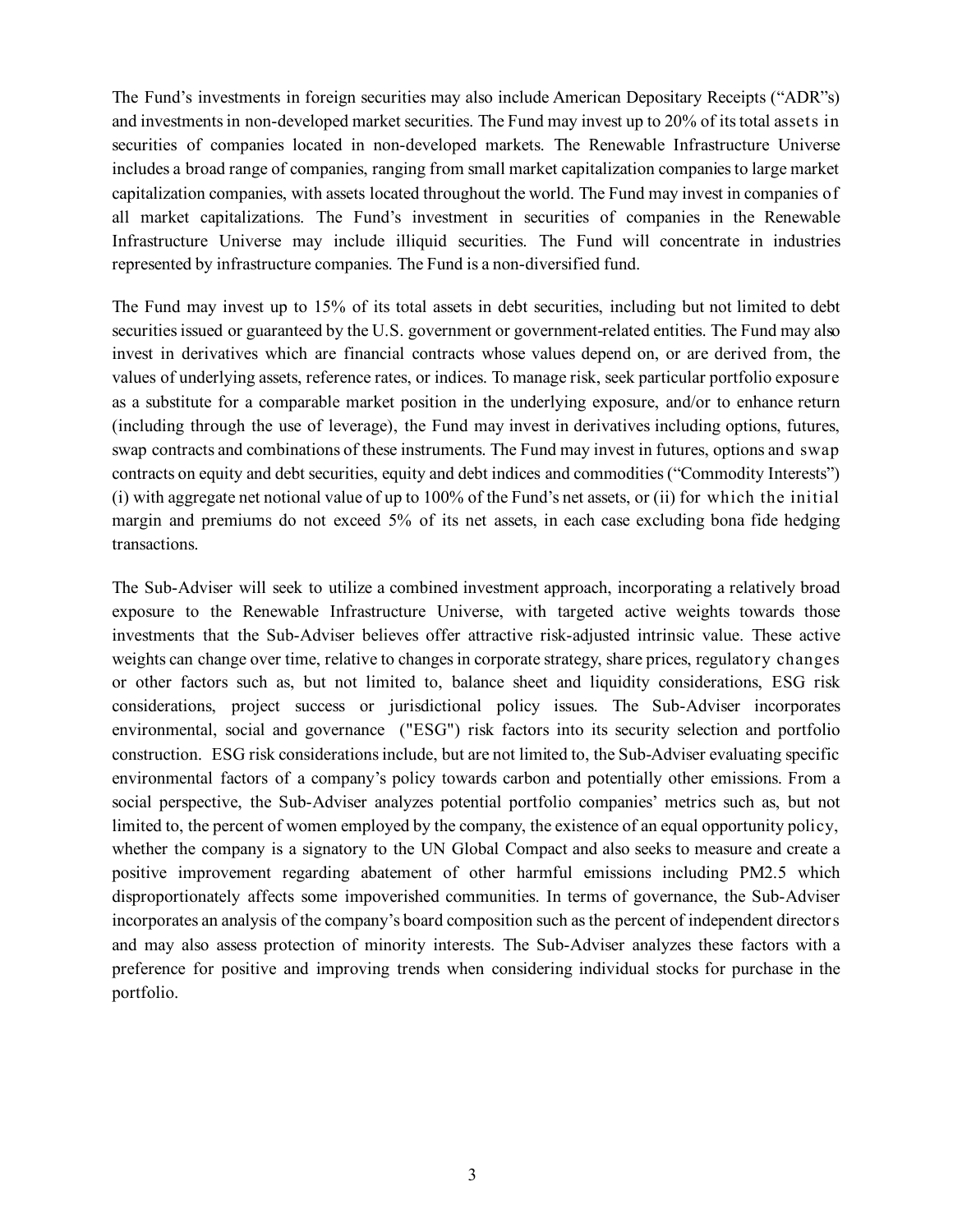The Fund's investments in foreign securities may also include American Depositary Receipts ("ADR"s) and investments in non-developed market securities. The Fund may invest up to 20% of its total assets in securities of companies located in non-developed markets. The Renewable Infrastructure Universe includes a broad range of companies, ranging from small market capitalization companies to large market capitalization companies, with assets located throughout the world. The Fund may invest in companies of all market capitalizations. The Fund's investment in securities of companies in the Renewable Infrastructure Universe may include illiquid securities. The Fund will concentrate in industries represented by infrastructure companies. The Fund is a non-diversified fund.

The Fund may invest up to 15% of its total assets in debt securities, including but not limited to debt securities issued or guaranteed by the U.S. government or government-related entities. The Fund may also invest in derivatives which are financial contracts whose values depend on, or are derived from, the values of underlying assets, reference rates, or indices. To manage risk, seek particular portfolio exposure as a substitute for a comparable market position in the underlying exposure, and/or to enhance return (including through the use of leverage), the Fund may invest in derivatives including options, futures, swap contracts and combinations of these instruments. The Fund may invest in futures, options and swap contracts on equity and debt securities, equity and debt indices and commodities ("Commodity Interests") (i) with aggregate net notional value of up to 100% of the Fund's net assets, or (ii) for which the initial margin and premiums do not exceed 5% of its net assets, in each case excluding bona fide hedging transactions.

The Sub-Adviser will seek to utilize a combined investment approach, incorporating a relatively broad exposure to the Renewable Infrastructure Universe, with targeted active weights towards those investments that the Sub-Adviser believes offer attractive risk-adjusted intrinsic value. These active weights can change over time, relative to changes in corporate strategy, share prices, regulatory changes or other factors such as, but not limited to, balance sheet and liquidity considerations, ESG risk considerations, project success or jurisdictional policy issues. The Sub-Adviser incorporates environmental, social and governance ("ESG") risk factors into its security selection and portfolio construction. ESG risk considerations include, but are not limited to, the Sub-Adviser evaluating specific environmental factors of a company's policy towards carbon and potentially other emissions. From a social perspective, the Sub-Adviser analyzes potential portfolio companies' metrics such as, but not limited to, the percent of women employed by the company, the existence of an equal opportunity policy, whether the company is a signatory to the UN Global Compact and also seeks to measure and create a positive improvement regarding abatement of other harmful emissions including PM2.5 which disproportionately affects some impoverished communities. In terms of governance, the Sub-Adviser incorporates an analysis of the company's board composition such as the percent of independent directors and may also assess protection of minority interests. The Sub-Adviser analyzes these factors with a preference for positive and improving trends when considering individual stocks for purchase in the portfolio.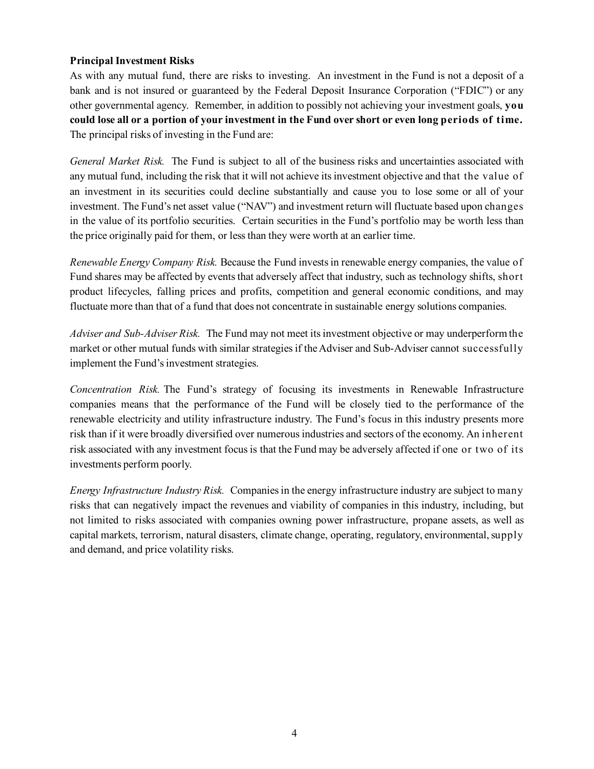**Principal Investment Risks**

As with any mutual fund, there are risks to investing. An investment in the Fund is not a deposit of a bank and is not insured or guaranteed by the Federal Deposit Insurance Corporation ("FDIC") or any other governmental agency. Remember, in addition to possibly not achieving your investment goals, **you could lose all or a portion of your investment in the Fund over short or even long periods of time.** The principal risks of investing in the Fund are:

*General Market Risk.* The Fund is subject to all of the business risks and uncertainties associated with any mutual fund, including the risk that it will not achieve its investment objective and that the value of an investment in its securities could decline substantially and cause you to lose some or all of your investment. The Fund's net asset value ("NAV") and investment return will fluctuate based upon changes in the value of its portfolio securities. Certain securities in the Fund's portfolio may be worth less than the price originally paid for them, or less than they were worth at an earlier time.

*Renewable Energy Company Risk.* Because the Fund invests in renewable energy companies, the value of Fund shares may be affected by events that adversely affect that industry, such as technology shifts, short product lifecycles, falling prices and profits, competition and general economic conditions, and may fluctuate more than that of a fund that does not concentrate in sustainable energy solutions companies.

*Adviser and Sub-Adviser Risk.* The Fund may not meet its investment objective or may underperform the market or other mutual funds with similar strategies if the Adviser and Sub-Adviser cannot successfully implement the Fund's investment strategies.

*Concentration Risk.* The Fund's strategy of focusing its investments in Renewable Infrastructure companies means that the performance of the Fund will be closely tied to the performance of the renewable electricity and utility infrastructure industry. The Fund's focus in this industry presents more risk than if it were broadly diversified over numerous industries and sectors of the economy. An inherent risk associated with any investment focus is that the Fund may be adversely affected if one or two of its investments perform poorly.

*Energy Infrastructure Industry Risk.* Companies in the energy infrastructure industry are subject to many risks that can negatively impact the revenues and viability of companies in this industry, including, but not limited to risks associated with companies owning power infrastructure, propane assets, as well as capital markets, terrorism, natural disasters, climate change, operating, regulatory, environmental, supply and demand, and price volatility risks.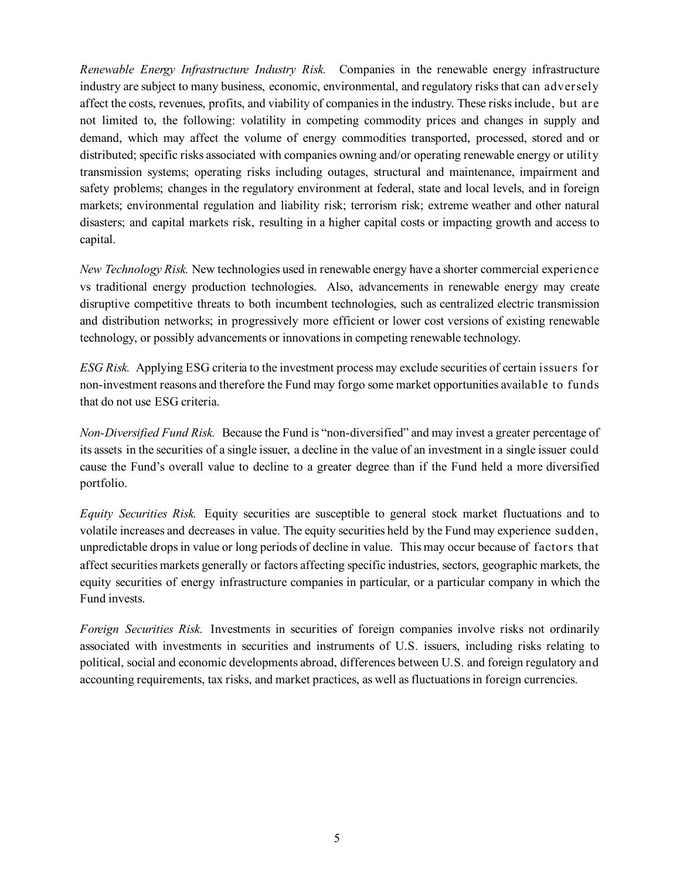*Renewable Energy Infrastructure Industry Risk.* Companies in the renewable energy infrastructure industry are subject to many business, economic, environmental, and regulatory risks that can adversely affect the costs, revenues, profits, and viability of companies in the industry. These risks include, but are not limited to, the following: volatility in competing commodity prices and changes in supply and demand, which may affect the volume of energy commodities transported, processed, stored and or distributed; specific risks associated with companies owning and/or operating renewable energy or utility transmission systems; operating risks including outages, structural and maintenance, impairment and safety problems; changes in the regulatory environment at federal, state and local levels, and in foreign markets; environmental regulation and liability risk; terrorism risk; extreme weather and other natural disasters; and capital markets risk, resulting in a higher capital costs or impacting growth and access to capital.

*New Technology Risk.* New technologies used in renewable energy have a shorter commercial experience vs traditional energy production technologies. Also, advancements in renewable energy may create disruptive competitive threats to both incumbent technologies, such as centralized electric transmission and distribution networks; in progressively more efficient or lower cost versions of existing renewable technology, or possibly advancements or innovations in competing renewable technology.

*ESG Risk.* Applying ESG criteria to the investment process may exclude securities of certain issuers for non-investment reasons and therefore the Fund may forgo some market opportunities available to funds that do not use ESG criteria.

*Non-Diversified Fund Risk.* Because the Fund is "non-diversified" and may invest a greater percentage of its assets in the securities of a single issuer, a decline in the value of an investment in a single issuer could cause the Fund's overall value to decline to a greater degree than if the Fund held a more diversified portfolio.

*Equity Securities Risk.* Equity securities are susceptible to general stock market fluctuations and to volatile increases and decreases in value. The equity securities held by the Fund may experience sudden, unpredictable drops in value or long periods of decline in value. This may occur because of factors that affect securities markets generally or factors affecting specific industries, sectors, geographic markets, the equity securities of energy infrastructure companies in particular, or a particular company in which the Fund invests.

*Foreign Securities Risk.* Investments in securities of foreign companies involve risks not ordinarily associated with investments in securities and instruments of U.S. issuers, including risks relating to political, social and economic developments abroad, differences between U.S. and foreign regulatory and accounting requirements, tax risks, and market practices, as well as fluctuations in foreign currencies.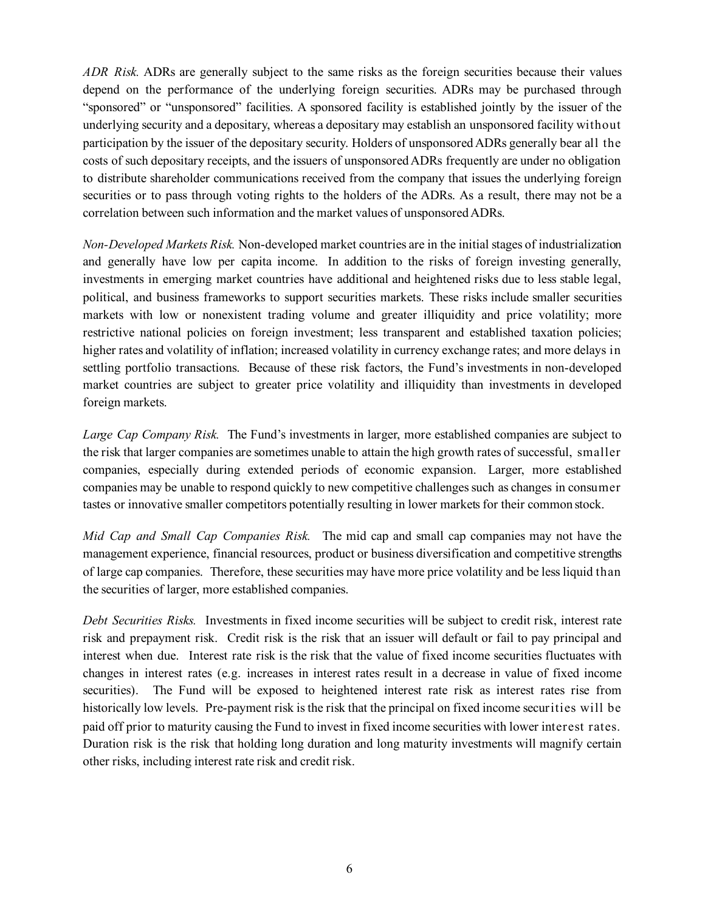*ADR Risk.* ADRs are generally subject to the same risks as the foreign securities because their values depend on the performance of the underlying foreign securities. ADRs may be purchased through "sponsored" or "unsponsored" facilities. A sponsored facility is established jointly by the issuer of the underlying security and a depositary, whereas a depositary may establish an unsponsored facility without participation by the issuer of the depositary security. Holders of unsponsored ADRs generally bear all the costs of such depositary receipts, and the issuers of unsponsored ADRs frequently are under no obligation to distribute shareholder communications received from the company that issues the underlying foreign securities or to pass through voting rights to the holders of the ADRs. As a result, there may not be a correlation between such information and the market values of unsponsored ADRs.

*Non-Developed Markets Risk.* Non-developed market countries are in the initial stages of industrialization and generally have low per capita income. In addition to the risks of foreign investing generally, investments in emerging market countries have additional and heightened risks due to less stable legal, political, and business frameworks to support securities markets. These risks include smaller securities markets with low or nonexistent trading volume and greater illiquidity and price volatility; more restrictive national policies on foreign investment; less transparent and established taxation policies; higher rates and volatility of inflation; increased volatility in currency exchange rates; and more delays in settling portfolio transactions. Because of these risk factors, the Fund's investments in non-developed market countries are subject to greater price volatility and illiquidity than investments in developed foreign markets.

*Large Cap Company Risk.* The Fund's investments in larger, more established companies are subject to the risk that larger companies are sometimes unable to attain the high growth rates of successful, smaller companies, especially during extended periods of economic expansion. Larger, more established companies may be unable to respond quickly to new competitive challenges such as changes in consumer tastes or innovative smaller competitors potentially resulting in lower markets for their common stock.

*Mid Cap and Small Cap Companies Risk.* The mid cap and small cap companies may not have the management experience, financial resources, product or business diversification and competitive strengths of large cap companies. Therefore, these securities may have more price volatility and be less liquid than the securities of larger, more established companies.

*Debt Securities Risks.* Investments in fixed income securities will be subject to credit risk, interest rate risk and prepayment risk. Credit risk is the risk that an issuer will default or fail to pay principal and interest when due. Interest rate risk is the risk that the value of fixed income securities fluctuates with changes in interest rates (e.g. increases in interest rates result in a decrease in value of fixed income securities). The Fund will be exposed to heightened interest rate risk as interest rates rise from historically low levels. Pre-payment risk is the risk that the principal on fixed income securities will be paid off prior to maturity causing the Fund to invest in fixed income securities with lower interest rates. Duration risk is the risk that holding long duration and long maturity investments will magnify certain other risks, including interest rate risk and credit risk.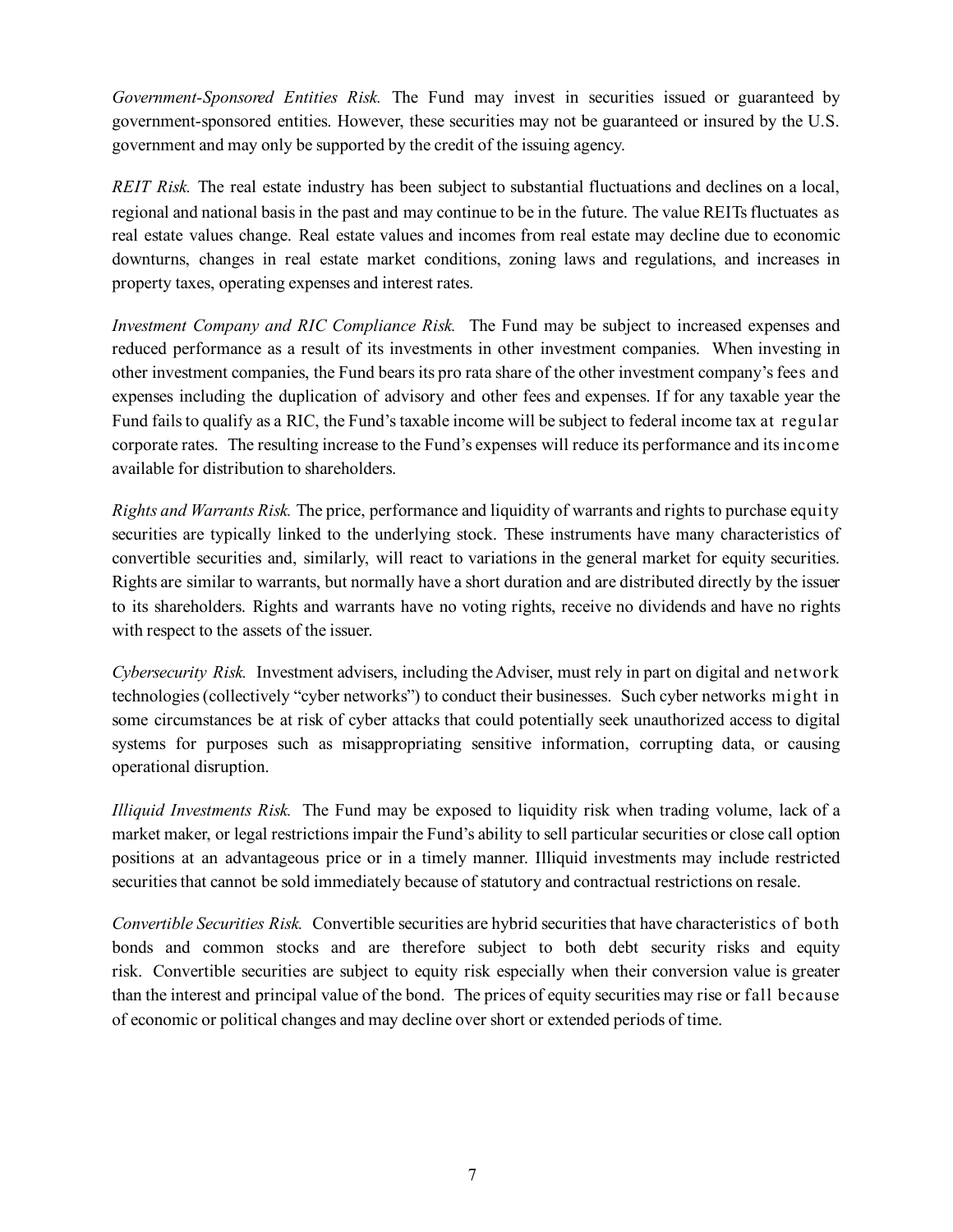*Government-Sponsored Entities Risk.* The Fund may invest in securities issued or guaranteed by government-sponsored entities. However, these securities may not be guaranteed or insured by the U.S. government and may only be supported by the credit of the issuing agency.

*REIT Risk.* The real estate industry has been subject to substantial fluctuations and declines on a local, regional and national basis in the past and may continue to be in the future. The value REITs fluctuates as real estate values change. Real estate values and incomes from real estate may decline due to economic downturns, changes in real estate market conditions, zoning laws and regulations, and increases in property taxes, operating expenses and interest rates.

*Investment Company and RIC Compliance Risk.* The Fund may be subject to increased expenses and reduced performance as a result of its investments in other investment companies. When investing in other investment companies, the Fund bears its pro rata share of the other investment company's fees and expenses including the duplication of advisory and other fees and expenses. If for any taxable year the Fund fails to qualify as a RIC, the Fund's taxable income will be subject to federal income tax at regular corporate rates. The resulting increase to the Fund's expenses will reduce its performance and its income available for distribution to shareholders.

*Rights and Warrants Risk.* The price, performance and liquidity of warrants and rights to purchase equity securities are typically linked to the underlying stock. These instruments have many characteristics of convertible securities and, similarly, will react to variations in the general market for equity securities. Rights are similar to warrants, but normally have a short duration and are distributed directly by the issuer to its shareholders. Rights and warrants have no voting rights, receive no dividends and have no rights with respect to the assets of the issuer.

*Cybersecurity Risk.* Investment advisers, including the Adviser, must rely in part on digital and network technologies (collectively "cyber networks") to conduct their businesses. Such cyber networks might in some circumstances be at risk of cyber attacks that could potentially seek unauthorized access to digital systems for purposes such as misappropriating sensitive information, corrupting data, or causing operational disruption.

*Illiquid Investments Risk.* The Fund may be exposed to liquidity risk when trading volume, lack of a market maker, or legal restrictions impair the Fund's ability to sell particular securities or close call option positions at an advantageous price or in a timely manner. Illiquid investments may include restricted securities that cannot be sold immediately because of statutory and contractual restrictions on resale.

*Convertible Securities Risk.* Convertible securities are hybrid securities that have characteristics of both bonds and common stocks and are therefore subject to both debt security risks and equity risk. Convertible securities are subject to equity risk especially when their conversion value is greater than the interest and principal value of the bond. The prices of equity securities may rise or fall because of economic or political changes and may decline over short or extended periods of time.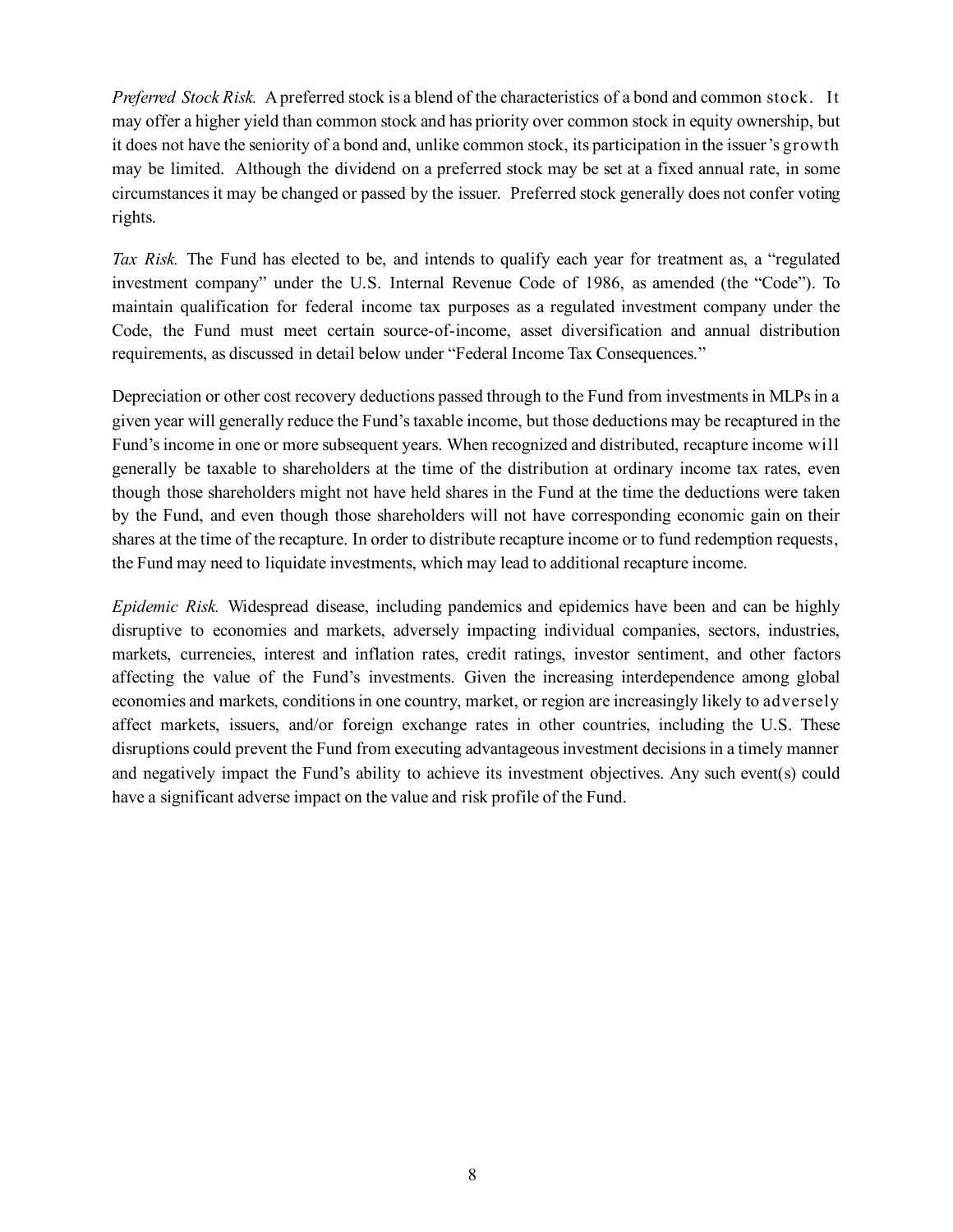*Preferred Stock Risk.* A preferred stock is a blend of the characteristics of a bond and common stock. It may offer a higher yield than common stock and has priority over common stock in equity ownership, but it does not have the seniority of a bond and, unlike common stock, its participation in the issuer's growth may be limited. Although the dividend on a preferred stock may be set at a fixed annual rate, in some circumstances it may be changed or passed by the issuer. Preferred stock generally does not confer voting rights.

*Tax Risk.* The Fund has elected to be, and intends to qualify each year for treatment as, a "regulated investment company" under the U.S. Internal Revenue Code of 1986, as amended (the "Code"). To maintain qualification for federal income tax purposes as a regulated investment company under the Code, the Fund must meet certain source-of-income, asset diversification and annual distribution requirements, as discussed in detail below under "Federal Income Tax Consequences."

Depreciation or other cost recovery deductions passed through to the Fund from investments in MLPs in a given year will generally reduce the Fund's taxable income, but those deductions may be recaptured in the Fund's income in one or more subsequent years. When recognized and distributed, recapture income will generally be taxable to shareholders at the time of the distribution at ordinary income tax rates, even though those shareholders might not have held shares in the Fund at the time the deductions were taken by the Fund, and even though those shareholders will not have corresponding economic gain on their shares at the time of the recapture. In order to distribute recapture income or to fund redemption requests, the Fund may need to liquidate investments, which may lead to additional recapture income.

*Epidemic Risk.* Widespread disease, including pandemics and epidemics have been and can be highly disruptive to economies and markets, adversely impacting individual companies, sectors, industries, markets, currencies, interest and inflation rates, credit ratings, investor sentiment, and other factors affecting the value of the Fund's investments. Given the increasing interdependence among global economies and markets, conditions in one country, market, or region are increasingly likely to adversely affect markets, issuers, and/or foreign exchange rates in other countries, including the U.S. These disruptions could prevent the Fund from executing advantageous investment decisions in a timely manner and negatively impact the Fund's ability to achieve its investment objectives. Any such event(s) could have a significant adverse impact on the value and risk profile of the Fund.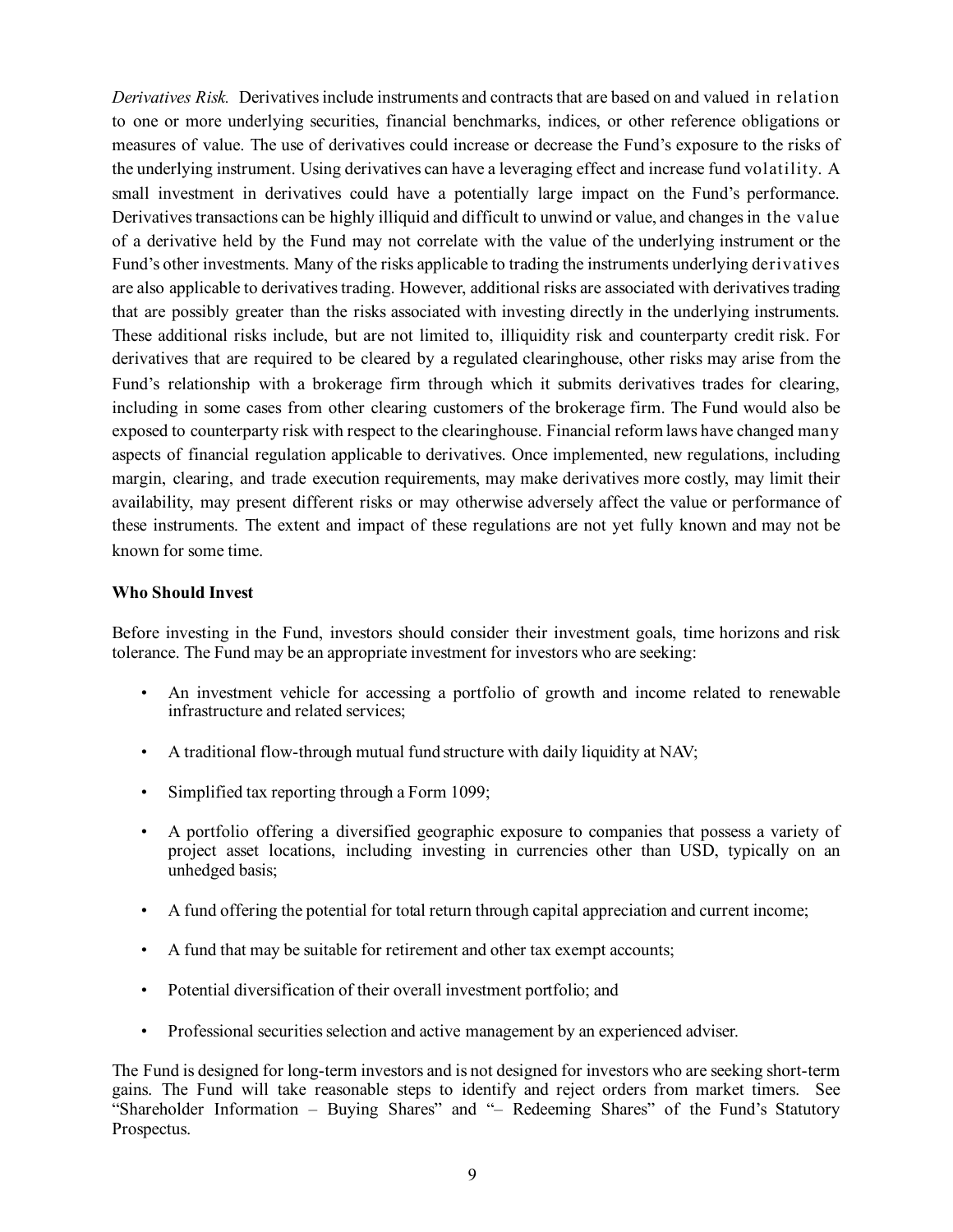*Derivatives Risk.* Derivatives include instruments and contracts that are based on and valued in relation to one or more underlying securities, financial benchmarks, indices, or other reference obligations or measures of value. The use of derivatives could increase or decrease the Fund's exposure to the risks of the underlying instrument. Using derivatives can have a leveraging effect and increase fund volatility. A small investment in derivatives could have a potentially large impact on the Fund's performance. Derivatives transactions can be highly illiquid and difficult to unwind or value, and changes in the value of a derivative held by the Fund may not correlate with the value of the underlying instrument or the Fund's other investments. Many of the risks applicable to trading the instruments underlying derivatives are also applicable to derivatives trading. However, additional risks are associated with derivatives trading that are possibly greater than the risks associated with investing directly in the underlying instruments. These additional risks include, but are not limited to, illiquidity risk and counterparty credit risk. For derivatives that are required to be cleared by a regulated clearinghouse, other risks may arise from the Fund's relationship with a brokerage firm through which it submits derivatives trades for clearing, including in some cases from other clearing customers of the brokerage firm. The Fund would also be exposed to counterparty risk with respect to the clearinghouse. Financial reform laws have changed many aspects of financial regulation applicable to derivatives. Once implemented, new regulations, including margin, clearing, and trade execution requirements, may make derivatives more costly, may limit their availability, may present different risks or may otherwise adversely affect the value or performance of these instruments. The extent and impact of these regulations are not yet fully known and may not be known for some time.

**Who Should Invest**

Before investing in the Fund, investors should consider their investment goals, time horizons and risk tolerance. The Fund may be an appropriate investment for investors who are seeking:

- An investment vehicle for accessing a portfolio of growth and income related to renewable infrastructure and related services;
- A traditional flow-through mutual fund structure with daily liquidity at NAV;
- Simplified tax reporting through a Form 1099;
- A portfolio offering a diversified geographic exposure to companies that possess a variety of project asset locations, including investing in currencies other than USD, typically on an unhedged basis;
- A fund offering the potential for total return through capital appreciation and current income;
- A fund that may be suitable for retirement and other tax exempt accounts;
- Potential diversification of their overall investment portfolio; and
- Professional securities selection and active management by an experienced adviser.

The Fund is designed for long-term investors and is not designed for investors who are seeking short-term gains. The Fund will take reasonable steps to identify and reject orders from market timers. See "Shareholder Information – Buying Shares" and "– Redeeming Shares" of the Fund's Statutory Prospectus.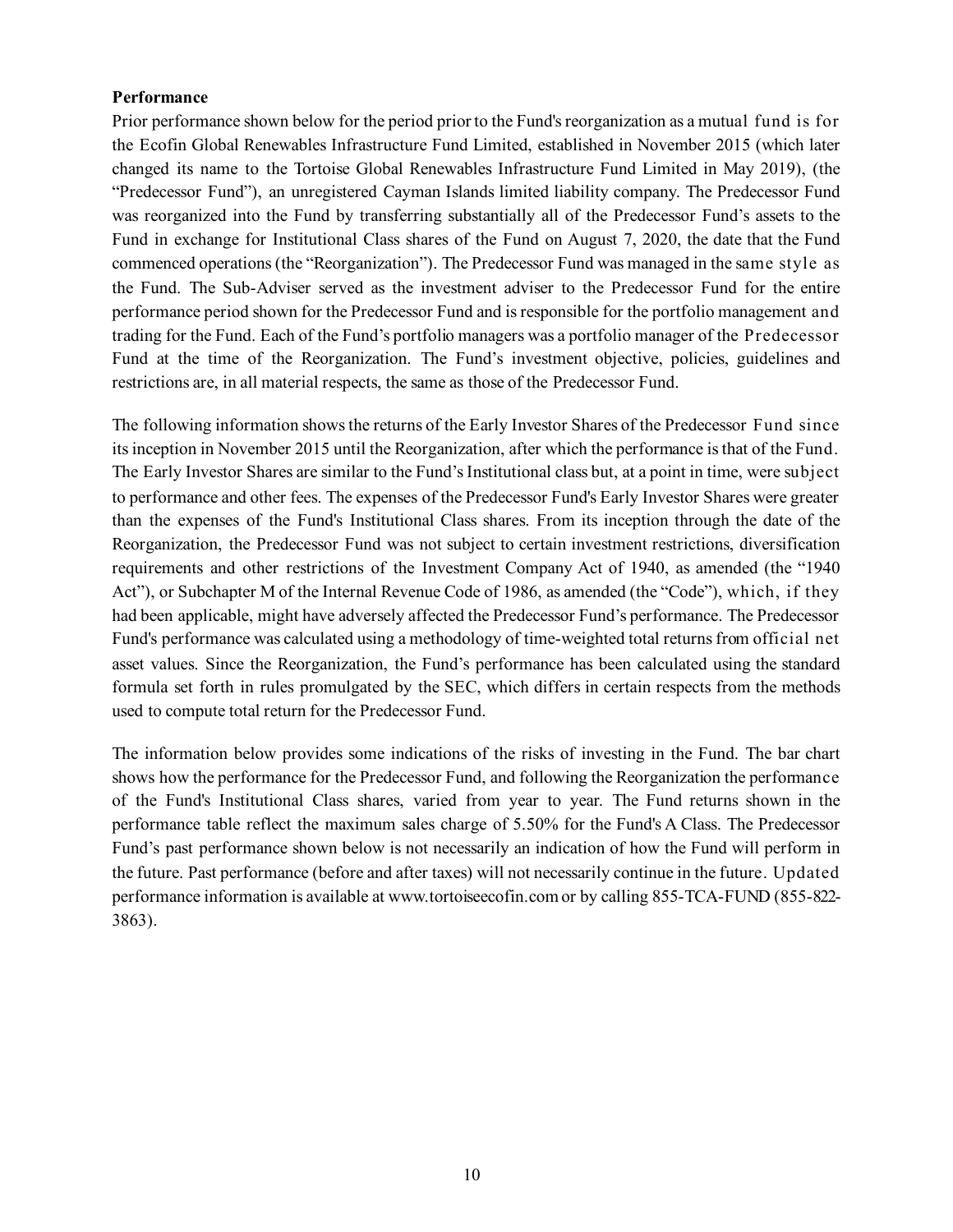**Performance**

Prior performance shown below for the period prior to the Fund's reorganization as a mutual fund is for the Ecofin Global Renewables Infrastructure Fund Limited, established in November 2015 (which later changed its name to the Tortoise Global Renewables Infrastructure Fund Limited in May 2019), (the "Predecessor Fund"), an unregistered Cayman Islands limited liability company. The Predecessor Fund was reorganized into the Fund by transferring substantially all of the Predecessor Fund's assets to the Fund in exchange for Institutional Class shares of the Fund on August 7, 2020, the date that the Fund commenced operations (the "Reorganization"). The Predecessor Fund was managed in the same style as the Fund. The Sub-Adviser served as the investment adviser to the Predecessor Fund for the entire performance period shown for the Predecessor Fund and is responsible for the portfolio management and trading for the Fund. Each of the Fund's portfolio managers was a portfolio manager of the Predecessor Fund at the time of the Reorganization. The Fund's investment objective, policies, guidelines and restrictions are, in all material respects, the same as those of the Predecessor Fund.

The following information shows the returns of the Early Investor Shares of the Predecessor Fund since its inception in November 2015 until the Reorganization, after which the performance is that of the Fund. The Early Investor Shares are similar to the Fund's Institutional class but, at a point in time, were subject to performance and other fees. The expenses of the Predecessor Fund's Early Investor Shares were greater than the expenses of the Fund's Institutional Class shares. From its inception through the date of the Reorganization, the Predecessor Fund was not subject to certain investment restrictions, diversification requirements and other restrictions of the Investment Company Act of 1940, as amended (the "1940 Act"), or Subchapter M of the Internal Revenue Code of 1986, as amended (the "Code"), which, if they had been applicable, might have adversely affected the Predecessor Fund's performance. The Predecessor Fund's performance was calculated using a methodology of time-weighted total returns from official net asset values. Since the Reorganization, the Fund's performance has been calculated using the standard formula set forth in rules promulgated by the SEC, which differs in certain respects from the methods used to compute total return for the Predecessor Fund.

The information below provides some indications of the risks of investing in the Fund. The bar chart shows how the performance for the Predecessor Fund, and following the Reorganization the performance of the Fund's Institutional Class shares, varied from year to year. The Fund returns shown in the performance table reflect the maximum sales charge of 5.50% for the Fund's A Class. The Predecessor Fund's past performance shown below is not necessarily an indication of how the Fund will perform in the future. Past performance (before and after taxes) will not necessarily continue in the future. Updated performance information is available at www.tortoiseecofin.com or by calling 855-TCA-FUND (855-822-3863).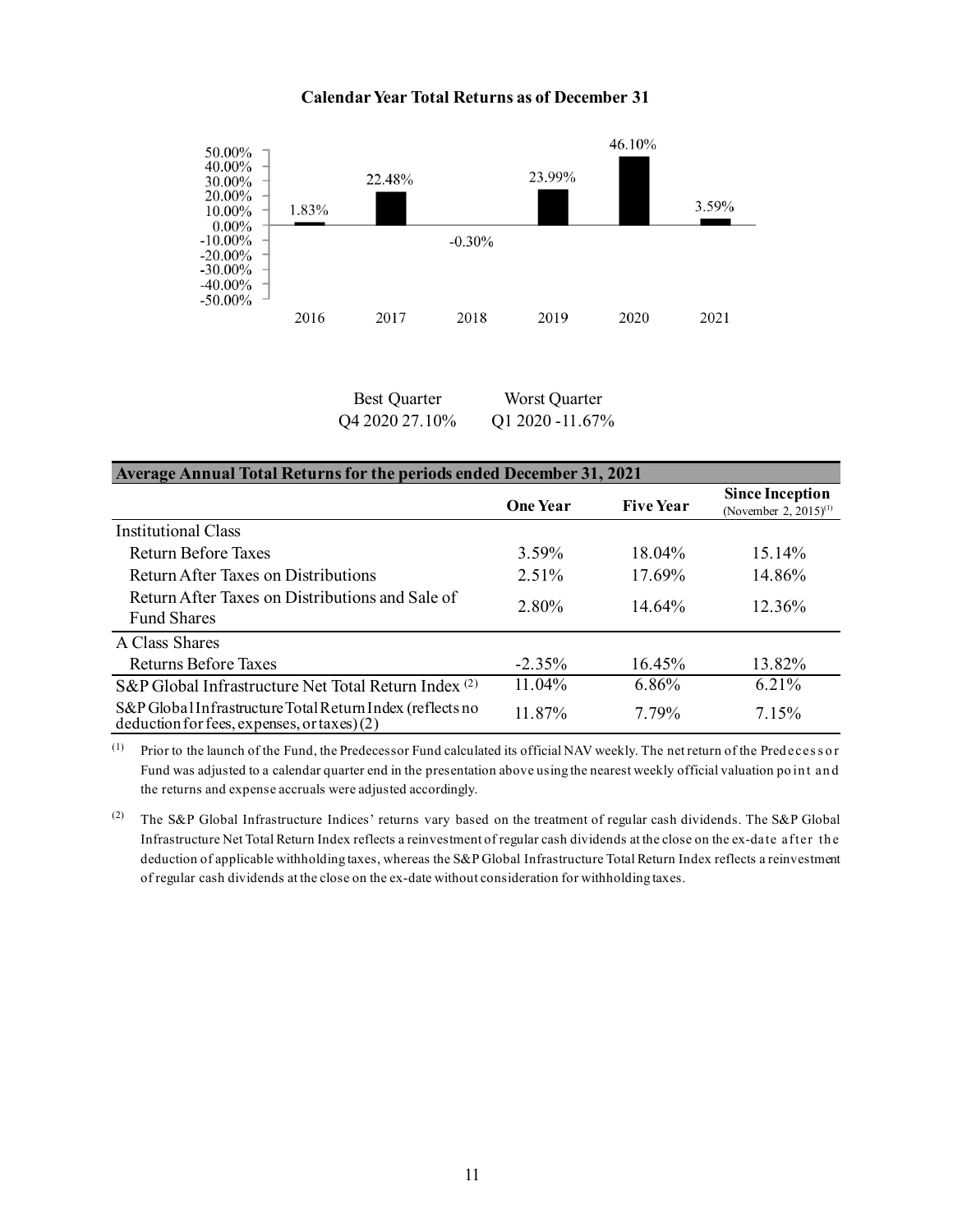**Calendar Year Total Returns as of December 31**

| Year | Return |
|---|---|
| 2016 | 1.83% |
| 2017 | 22.48% |
| 2018 | -0.30% |
| 2019 | 23.99% |
| 2020 | 46.10% |
| 2021 | 3.59% |

| Best Quarter | Worst Quarter |
|---|---|
| Q4 2020 27.10% | Q1 2020 -11.67% |

| Average Annual Total Returns for the periods ended December 31, 2021 | | | |
|---|---|---|---|
| | **One Year** | **Five Year** | **Since Inception** (November 2, 2015)[1] |
| Institutional Class | | | |
| Return Before Taxes | 3.59% | 18.04% | 15.14% |
| Return After Taxes on Distributions | 2.51% | 17.69% | 14.86% |
| Return After Taxes on Distributions and Sale of Fund Shares | 2.80% | 14.64% | 12.36% |
| A Class Shares | | | |
| Returns Before Taxes | -2.35% | 16.45% | 13.82% |
| S&P Global Infrastructure Net Total Return Index [2] | 11.04% | 6.86% | 6.21% |
| S&P Global Infrastructure Total Return Index (reflects no deduction for fees, expenses, or taxes) (2) | 11.87% | 7.79% | 7.15% |

(1) Prior to the launch of the Fund, the Predecessor Fund calculated its official NAV weekly. The net return of the Predecessor Fund was adjusted to a calendar quarter end in the presentation above using the nearest weekly official valuation point and the returns and expense accruals were adjusted accordingly.

(2) The S&P Global Infrastructure Indices' returns vary based on the treatment of regular cash dividends. The S&P Global Infrastructure Net Total Return Index reflects a reinvestment of regular cash dividends at the close on the ex-date after the deduction of applicable withholding taxes, whereas the S&P Global Infrastructure Total Return Index reflects a reinvestment of regular cash dividends at the close on the ex-date without consideration for withholding taxes.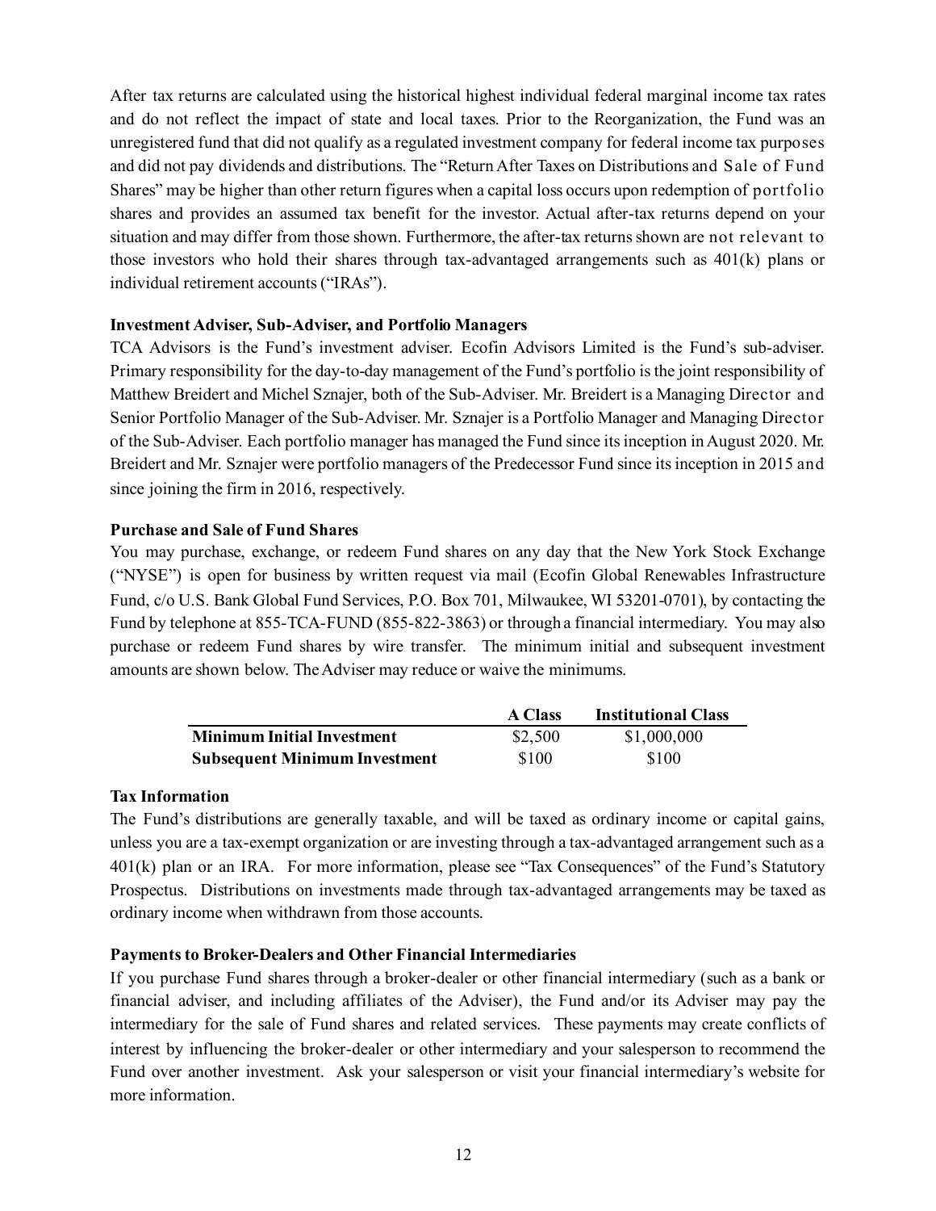After tax returns are calculated using the historical highest individual federal marginal income tax rates and do not reflect the impact of state and local taxes. Prior to the Reorganization, the Fund was an unregistered fund that did not qualify as a regulated investment company for federal income tax purposes and did not pay dividends and distributions. The "Return After Taxes on Distributions and Sale of Fund Shares" may be higher than other return figures when a capital loss occurs upon redemption of portfolio shares and provides an assumed tax benefit for the investor. Actual after-tax returns depend on your situation and may differ from those shown. Furthermore, the after-tax returns shown are not relevant to those investors who hold their shares through tax-advantaged arrangements such as 401(k) plans or individual retirement accounts ("IRAs").

**Investment Adviser, Sub-Adviser, and Portfolio Managers**

TCA Advisors is the Fund's investment adviser. Ecofin Advisors Limited is the Fund's sub-adviser. Primary responsibility for the day-to-day management of the Fund's portfolio is the joint responsibility of Matthew Breidert and Michel Sznajer, both of the Sub-Adviser. Mr. Breidert is a Managing Director and Senior Portfolio Manager of the Sub-Adviser. Mr. Sznajer is a Portfolio Manager and Managing Director of the Sub-Adviser. Each portfolio manager has managed the Fund since its inception in August 2020. Mr. Breidert and Mr. Sznajer were portfolio managers of the Predecessor Fund since its inception in 2015 and since joining the firm in 2016, respectively.

**Purchase and Sale of Fund Shares**

You may purchase, exchange, or redeem Fund shares on any day that the New York Stock Exchange ("NYSE") is open for business by written request via mail (Ecofin Global Renewables Infrastructure Fund, c/o U.S. Bank Global Fund Services, P.O. Box 701, Milwaukee, WI 53201-0701), by contacting the Fund by telephone at 855-TCA-FUND (855-822-3863) or through a financial intermediary. You may also purchase or redeem Fund shares by wire transfer. The minimum initial and subsequent investment amounts are shown below. The Adviser may reduce or waive the minimums.

| | A Class | Institutional Class |
|---|---|---|
| **Minimum Initial Investment** | $2,500 | $1,000,000 |
| **Subsequent Minimum Investment** | $100 | $100 |

**Tax Information**

The Fund's distributions are generally taxable, and will be taxed as ordinary income or capital gains, unless you are a tax-exempt organization or are investing through a tax-advantaged arrangement such as a 401(k) plan or an IRA. For more information, please see "Tax Consequences" of the Fund's Statutory Prospectus. Distributions on investments made through tax-advantaged arrangements may be taxed as ordinary income when withdrawn from those accounts.

**Payments to Broker-Dealers and Other Financial Intermediaries**

If you purchase Fund shares through a broker-dealer or other financial intermediary (such as a bank or financial adviser, and including affiliates of the Adviser), the Fund and/or its Adviser may pay the intermediary for the sale of Fund shares and related services. These payments may create conflicts of interest by influencing the broker-dealer or other intermediary and your salesperson to recommend the Fund over another investment. Ask your salesperson or visit your financial intermediary's website for more information.